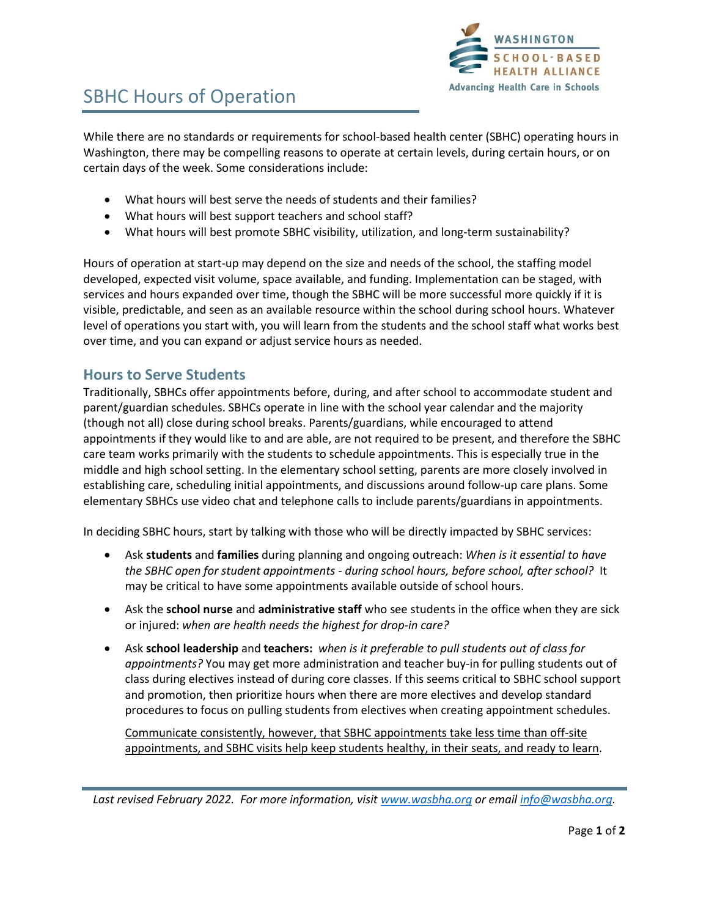# SBHC Hours of Operation

While there are no standards or requirements for school-based health center (SBHC) operating hours in Washington, there may be compelling reasons to operate at certain levels, during certain hours, or on certain days of the week. Some considerations include:

- What hours will best serve the needs of students and their families?
- What hours will best support teachers and school staff?
- What hours will best promote SBHC visibility, utilization, and long-term sustainability?

Hours of operation at start-up may depend on the size and needs of the school, the staffing model developed, expected visit volume, space available, and funding. Implementation can be staged, with services and hours expanded over time, though the SBHC will be more successful more quickly if it is visible, predictable, and seen as an available resource within the school during school hours. Whatever level of operations you start with, you will learn from the students and the school staff what works best over time, and you can expand or adjust service hours as needed.

## Hours to Serve Students

Traditionally, SBHCs offer appointments before, during, and after school to accommodate student and parent/guardian schedules. SBHCs operate in line with the school year calendar and the majority (though not all) close during school breaks. Parents/guardians, while encouraged to attend appointments if they would like to and are able, are not required to be present, and therefore the SBHC care team works primarily with the students to schedule appointments. This is especially true in the middle and high school setting. In the elementary school setting, parents are more closely involved in establishing care, scheduling initial appointments, and discussions around follow-up care plans. Some elementary SBHCs use video chat and telephone calls to include parents/guardians in appointments.

In deciding SBHC hours, start by talking with those who will be directly impacted by SBHC services:

- Ask **students** and **families** during planning and ongoing outreach: *When is it essential to have the SBHC open for student appointments - during school hours, before school, after school?* It may be critical to have some appointments available outside of school hours.

- Ask the **school nurse** and **administrative staff** who see students in the office when they are sick or injured: *when are health needs the highest for drop-in care?*

- Ask **school leadership** and **teachers:** *when is it preferable to pull students out of class for appointments?* You may get more administration and teacher buy-in for pulling students out of class during electives instead of during core classes. If this seems critical to SBHC school support and promotion, then prioritize hours when there are more electives and develop standard procedures to focus on pulling students from electives when creating appointment schedules.

  <u>Communicate consistently, however, that SBHC appointments take less time than off-site appointments, and SBHC visits help keep students healthy, in their seats, and ready to learn</u>.

*Last revised February 2022. For more information, visit [www.wasbha.org](http://www.wasbha.org) or email [info@wasbha.org](mailto:info@wasbha.org).*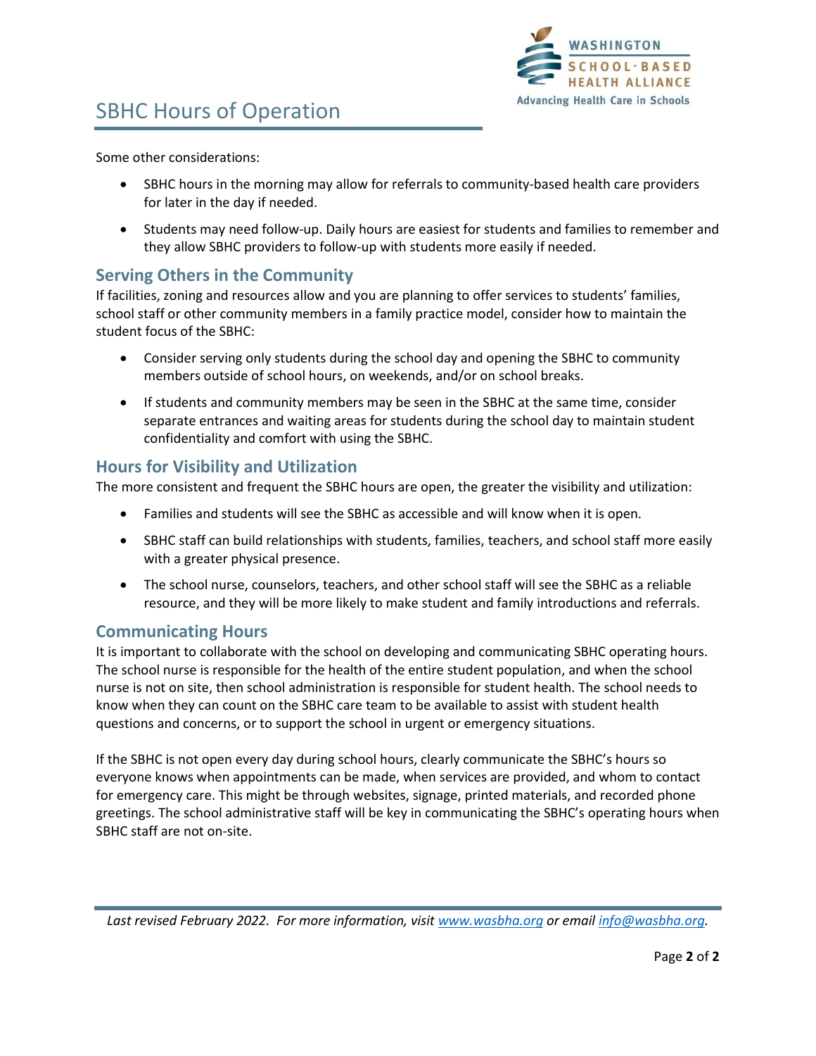# SBHC Hours of Operation

Some other considerations:

- SBHC hours in the morning may allow for referrals to community-based health care providers for later in the day if needed.
- Students may need follow-up. Daily hours are easiest for students and families to remember and they allow SBHC providers to follow-up with students more easily if needed.

## Serving Others in the Community

If facilities, zoning and resources allow and you are planning to offer services to students' families, school staff or other community members in a family practice model, consider how to maintain the student focus of the SBHC:

- Consider serving only students during the school day and opening the SBHC to community members outside of school hours, on weekends, and/or on school breaks.
- If students and community members may be seen in the SBHC at the same time, consider separate entrances and waiting areas for students during the school day to maintain student confidentiality and comfort with using the SBHC.

## Hours for Visibility and Utilization

The more consistent and frequent the SBHC hours are open, the greater the visibility and utilization:

- Families and students will see the SBHC as accessible and will know when it is open.
- SBHC staff can build relationships with students, families, teachers, and school staff more easily with a greater physical presence.
- The school nurse, counselors, teachers, and other school staff will see the SBHC as a reliable resource, and they will be more likely to make student and family introductions and referrals.

## Communicating Hours

It is important to collaborate with the school on developing and communicating SBHC operating hours. The school nurse is responsible for the health of the entire student population, and when the school nurse is not on site, then school administration is responsible for student health. The school needs to know when they can count on the SBHC care team to be available to assist with student health questions and concerns, or to support the school in urgent or emergency situations.

If the SBHC is not open every day during school hours, clearly communicate the SBHC's hours so everyone knows when appointments can be made, when services are provided, and whom to contact for emergency care. This might be through websites, signage, printed materials, and recorded phone greetings. The school administrative staff will be key in communicating the SBHC's operating hours when SBHC staff are not on-site.

*Last revised February 2022. For more information, visit www.wasbha.org or email info@wasbha.org.*